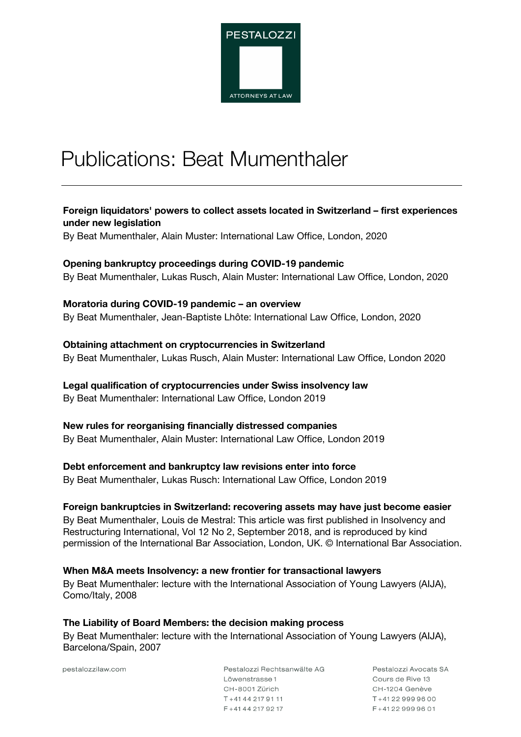PESTALOZZI

ATTORNEYS AT LAW

# Publications: Beat Mumenthaler

**Foreign liquidators' powers to collect assets located in Switzerland – first experiences under new legislation**
By Beat Mumenthaler, Alain Muster: International Law Office, London, 2020

**Opening bankruptcy proceedings during COVID-19 pandemic**
By Beat Mumenthaler, Lukas Rusch, Alain Muster: International Law Office, London, 2020

**Moratoria during COVID-19 pandemic – an overview**
By Beat Mumenthaler, Jean-Baptiste Lhôte: International Law Office, London, 2020

**Obtaining attachment on cryptocurrencies in Switzerland**
By Beat Mumenthaler, Lukas Rusch, Alain Muster: International Law Office, London 2020

**Legal qualification of cryptocurrencies under Swiss insolvency law**
By Beat Mumenthaler: International Law Office, London 2019

**New rules for reorganising financially distressed companies**
By Beat Mumenthaler, Alain Muster: International Law Office, London 2019

**Debt enforcement and bankruptcy law revisions enter into force**
By Beat Mumenthaler, Lukas Rusch: International Law Office, London 2019

**Foreign bankruptcies in Switzerland: recovering assets may have just become easier**
By Beat Mumenthaler, Louis de Mestral: This article was first published in Insolvency and Restructuring International, Vol 12 No 2, September 2018, and is reproduced by kind permission of the International Bar Association, London, UK. © International Bar Association.

**When M&A meets Insolvency: a new frontier for transactional lawyers**
By Beat Mumenthaler: lecture with the International Association of Young Lawyers (AIJA), Como/Italy, 2008

**The Liability of Board Members: the decision making process**
By Beat Mumenthaler: lecture with the International Association of Young Lawyers (AIJA), Barcelona/Spain, 2007

pestalozzilaw.com

Pestalozzi Rechtsanwälte AG
Löwenstrasse 1
CH-8001 Zürich
T +41 44 217 91 11
F +41 44 217 92 17

Pestalozzi Avocats SA
Cours de Rive 13
CH-1204 Genève
T +41 22 999 96 00
F +41 22 999 96 01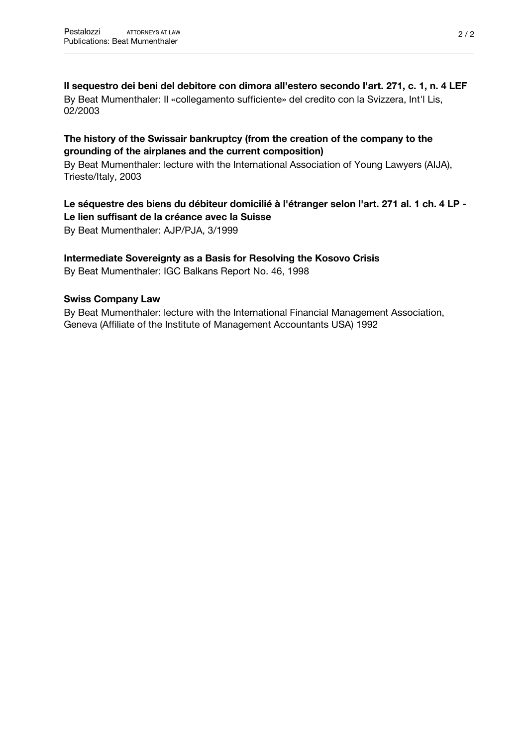**Il sequestro dei beni del debitore con dimora all'estero secondo l'art. 271, c. 1, n. 4 LEF**
By Beat Mumenthaler: Il «collegamento sufficiente» del credito con la Svizzera, Int'l Lis, 02/2003

**The history of the Swissair bankruptcy (from the creation of the company to the grounding of the airplanes and the current composition)**
By Beat Mumenthaler: lecture with the International Association of Young Lawyers (AIJA), Trieste/Italy, 2003

**Le séquestre des biens du débiteur domicilié à l'étranger selon l'art. 271 al. 1 ch. 4 LP - Le lien suffisant de la créance avec la Suisse**
By Beat Mumenthaler: AJP/PJA, 3/1999

**Intermediate Sovereignty as a Basis for Resolving the Kosovo Crisis**
By Beat Mumenthaler: IGC Balkans Report No. 46, 1998

**Swiss Company Law**
By Beat Mumenthaler: lecture with the International Financial Management Association, Geneva (Affiliate of the Institute of Management Accountants USA) 1992